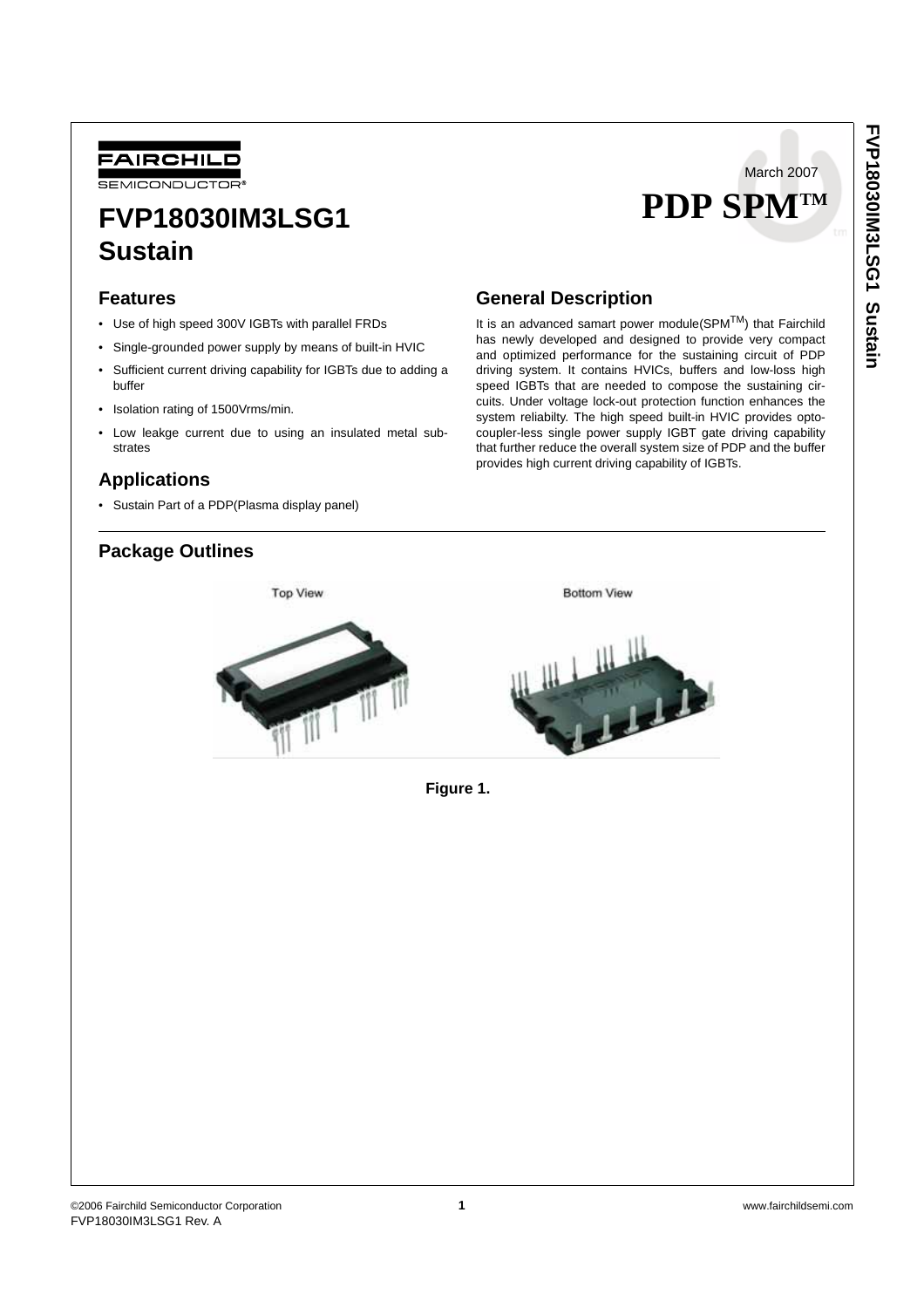FAIRCHILD SEMICONDUCTOR®

March 2007

# PDP SPM™

# FVP18030IM3LSG1 Sustain

## Features

- Use of high speed 300V IGBTs with parallel FRDs
- Single-grounded power supply by means of built-in HVIC
- Sufficient current driving capability for IGBTs due to adding a buffer
- Isolation rating of 1500Vrms/min.
- Low leakge current due to using an insulated metal substrates

## Applications

- Sustain Part of a PDP(Plasma display panel)

## General Description

It is an advanced samart power module(SPM™) that Fairchild has newly developed and designed to provide very compact and optimized performance for the sustaining circuit of PDP driving system. It contains HVICs, buffers and low-loss high speed IGBTs that are needed to compose the sustaining circuits. Under voltage lock-out protection function enhances the system reliabilty. The high speed built-in HVIC provides opto-coupler-less single power supply IGBT gate driving capability that further reduce the overall system size of PDP and the buffer provides high current driving capability of IGBTs.

## Package Outlines

Top View

Bottom View

**Figure 1.**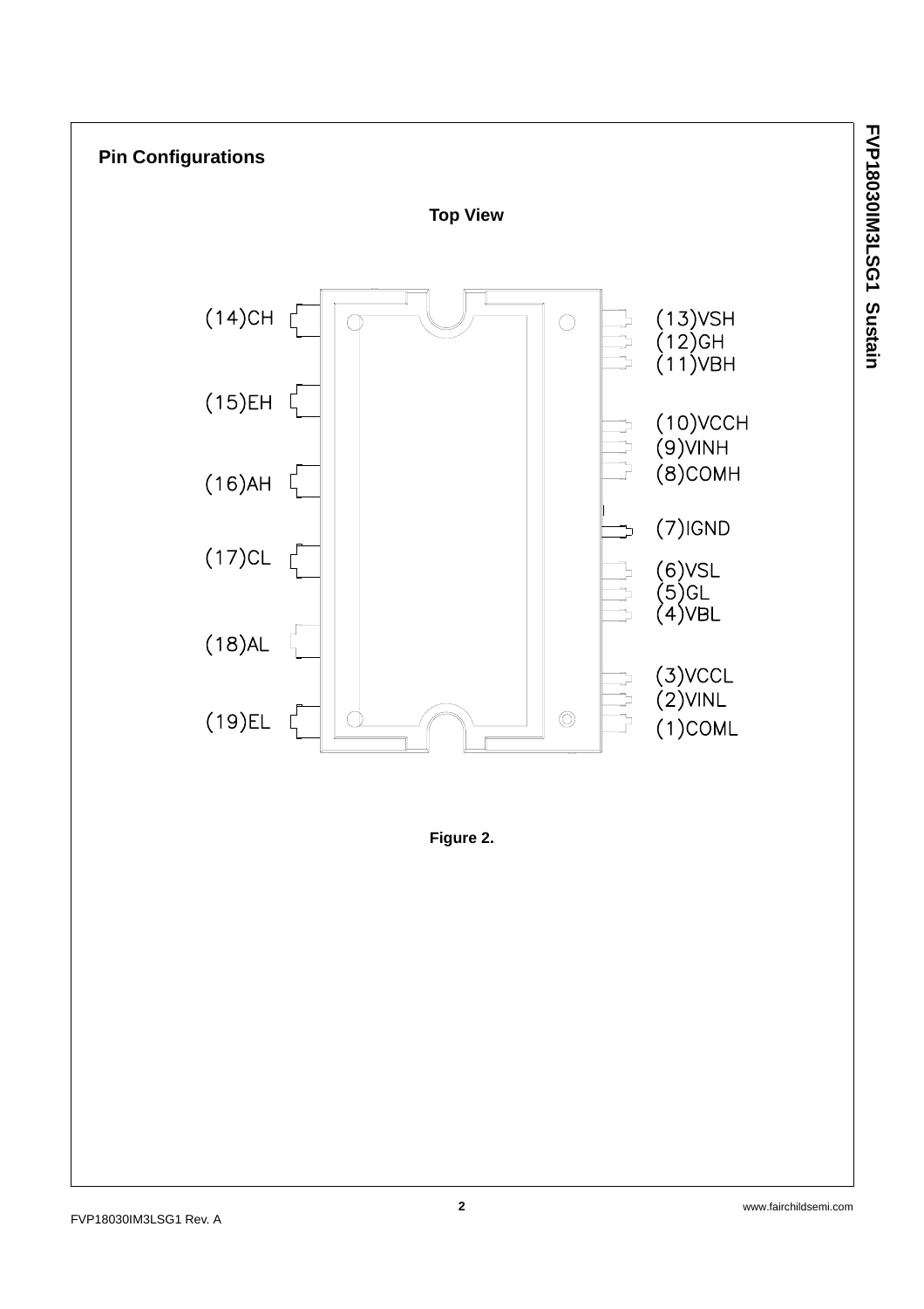## Pin Configurations

**Top View**

(14)CH
(15)EH
(16)AH
(17)CL
(18)AL
(19)EL

(13)VSH
(12)GH
(11)VBH
(10)VCCH
(9)VINH
(8)COMH
(7)IGND
(6)VSL
(5)GL
(4)VBL
(3)VCCL
(2)VINL
(1)COML

**Figure 2.**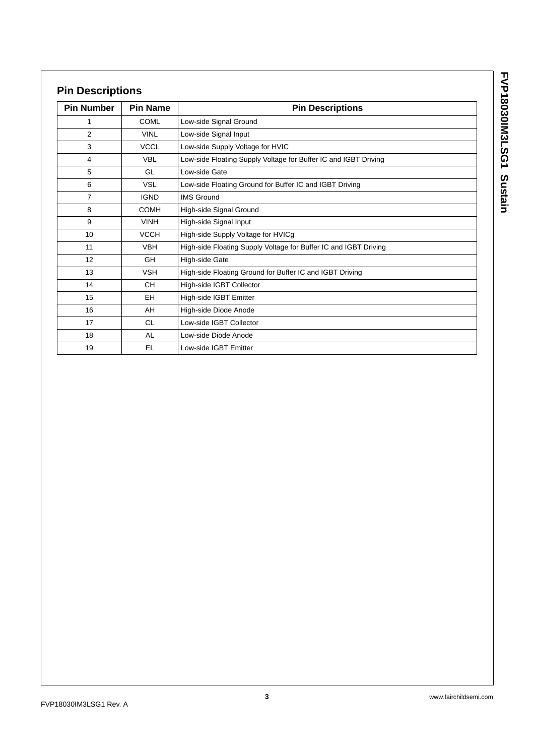## Pin Descriptions

| Pin Number | Pin Name | Pin Descriptions |
|---|---|---|
| 1 | COML | Low-side Signal Ground |
| 2 | VINL | Low-side Signal Input |
| 3 | VCCL | Low-side Supply Voltage for HVIC |
| 4 | VBL | Low-side Floating Supply Voltage for Buffer IC and IGBT Driving |
| 5 | GL | Low-side Gate |
| 6 | VSL | Low-side Floating Ground for Buffer IC and IGBT Driving |
| 7 | IGND | IMS Ground |
| 8 | COMH | High-side Signal Ground |
| 9 | VINH | High-side Signal Input |
| 10 | VCCH | High-side Supply Voltage for HVICg |
| 11 | VBH | High-side Floating Supply Voltage for Buffer IC and IGBT Driving |
| 12 | GH | High-side Gate |
| 13 | VSH | High-side Floating Ground for Buffer IC and IGBT Driving |
| 14 | CH | High-side IGBT Collector |
| 15 | EH | High-side IGBT Emitter |
| 16 | AH | High-side Diode Anode |
| 17 | CL | Low-side IGBT Collector |
| 18 | AL | Low-side Diode Anode |
| 19 | EL | Low-side IGBT Emitter |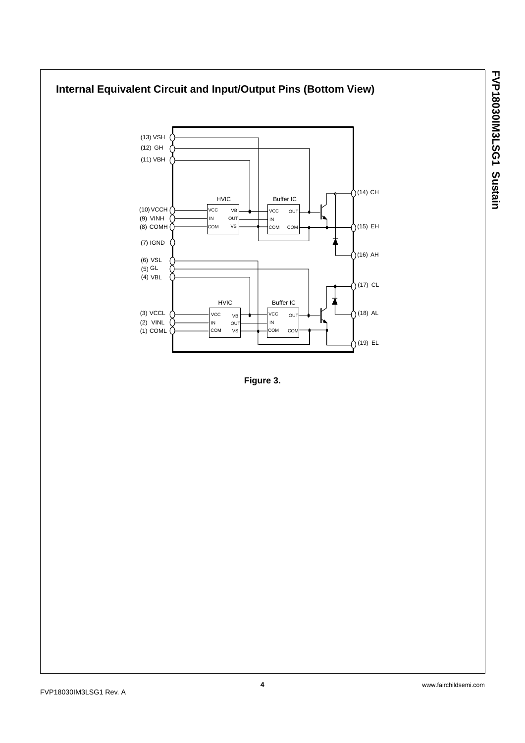## Internal Equivalent Circuit and Input/Output Pins (Bottom View)

(13) VSH
(12) GH
(11) VBH
(10) VCCH
(9) VINH
(8) COMH
(7) IGND
(6) VSL
(5) GL
(4) VBL
(3) VCCL
(2) VINL
(1) COML

HVIC: VCC, IN, COM, VB, OUT, VS

Buffer IC: VCC, IN, COM, OUT, COM

HVIC: VCC, IN, COM, VB, OUT, VS

Buffer IC: VCC, IN, COM, OUT, COM

(14) CH
(15) EH
(16) AH
(17) CL
(18) AL
(19) EL

**Figure 3.**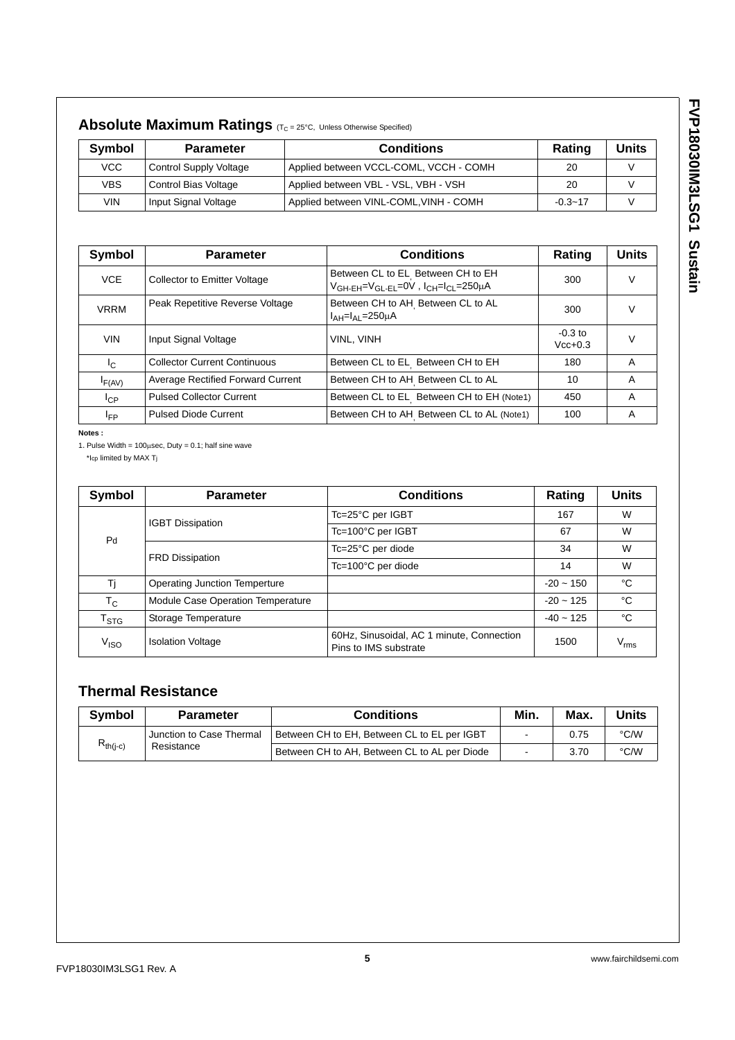## Absolute Maximum Ratings ($T_C$ = 25°C, Unless Otherwise Specified)

| Symbol | Parameter | Conditions | Rating | Units |
|---|---|---|---|---|
| VCC | Control Supply Voltage | Applied between VCCL-COML, VCCH - COMH | 20 | V |
| VBS | Control Bias Voltage | Applied between VBL - VSL, VBH - VSH | 20 | V |
| VIN | Input Signal Voltage | Applied between VINL-COML,VINH - COMH | -0.3~17 | V |

| Symbol | Parameter | Conditions | Rating | Units |
|---|---|---|---|---|
| VCE | Collector to Emitter Voltage | Between CL to EL, Between CH to EH $V_{GH-EH}=V_{GL-EL}=0V$ , $I_{CH}=I_{CL}=250\mu A$ | 300 | V |
| VRRM | Peak Repetitive Reverse Voltage | Between CH to AH, Between CL to AL $I_{AH}=I_{AL}=250\mu A$ | 300 | V |
| VIN | Input Signal Voltage | VINL, VINH | -0.3 to Vcc+0.3 | V |
| $I_C$ | Collector Current Continuous | Between CL to EL, Between CH to EH | 180 | A |
| $I_{F(AV)}$ | Average Rectified Forward Current | Between CH to AH, Between CL to AL | 10 | A |
| $I_{CP}$ | Pulsed Collector Current | Between CL to EL, Between CH to EH (Note1) | 450 | A |
| $I_{FP}$ | Pulsed Diode Current | Between CH to AH, Between CL to AL (Note1) | 100 | A |

**Notes :**

1. Pulse Width = 100μsec, Duty = 0.1; half sine wave

*$I_{CP}$ limited by MAX $T_j$

| Symbol | Parameter | Conditions | Rating | Units |
|---|---|---|---|---|
| Pd | IGBT Dissipation | Tc=25°C per IGBT | 167 | W |
| | | Tc=100°C per IGBT | 67 | W |
| | FRD Dissipation | Tc=25°C per diode | 34 | W |
| | | Tc=100°C per diode | 14 | W |
| Tj | Operating Junction Temperture | | -20 ~ 150 | °C |
| $T_C$ | Module Case Operation Temperature | | -20 ~ 125 | °C |
| $T_{STG}$ | Storage Temperature | | -40 ~ 125 | °C |
| $V_{ISO}$ | Isolation Voltage | 60Hz, Sinusoidal, AC 1 minute, Connection Pins to IMS substrate | 1500 | $V_{rms}$ |

## Thermal Resistance

| Symbol | Parameter | Conditions | Min. | Max. | Units |
|---|---|---|---|---|---|
| $R_{th(j-c)}$ | Junction to Case Thermal Resistance | Between CH to EH, Between CL to EL per IGBT | - | 0.75 | °C/W |
| | | Between CH to AH, Between CL to AL per Diode | - | 3.70 | °C/W |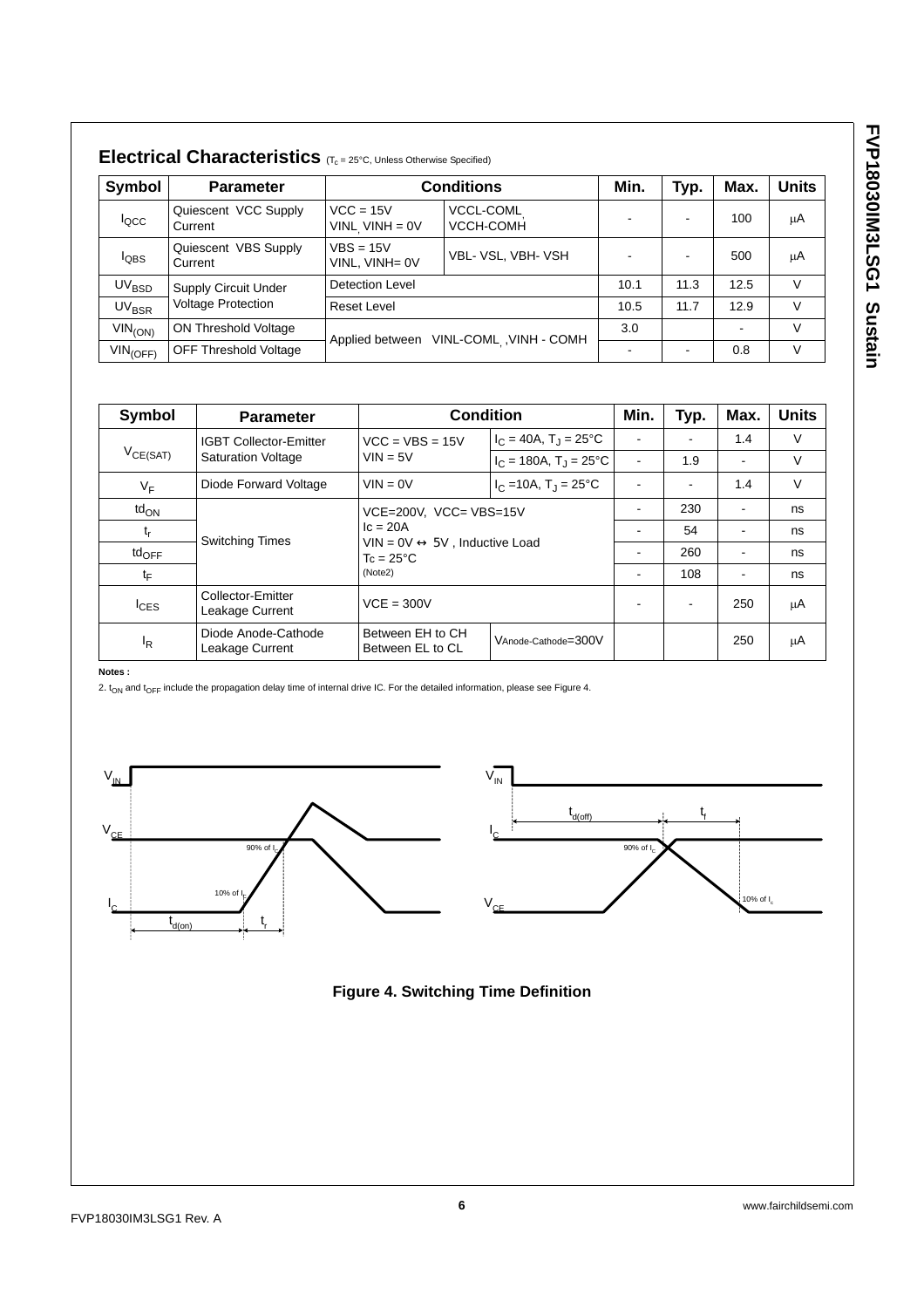## Electrical Characteristics ($T_c$ = 25°C, Unless Otherwise Specified)

| Symbol | Parameter | Conditions | | Min. | Typ. | Max. | Units |
|---|---|---|---|---|---|---|---|
| $I_{QCC}$ | Quiescent VCC Supply Current | VCC = 15V VINL, VINH = 0V | VCCL-COML, VCCH-COMH | - | - | 100 | μA |
| $I_{QBS}$ | Quiescent VBS Supply Current | VBS = 15V VINL, VINH= 0V | VBL- VSL, VBH- VSH | - | - | 500 | μA |
| $UV_{BSD}$ | Supply Circuit Under Voltage Protection | Detection Level | | 10.1 | 11.3 | 12.5 | V |
| $UV_{BSR}$ | | Reset Level | | 10.5 | 11.7 | 12.9 | V |
| $VIN_{(ON)}$ | ON Threshold Voltage | Applied between VINL-COML, VINH - COMH | | 3.0 | | - | V |
| $VIN_{(OFF)}$ | OFF Threshold Voltage | | | - | - | 0.8 | V |

| Symbol | Parameter | Condition | | Min. | Typ. | Max. | Units |
|---|---|---|---|---|---|---|---|
| $V_{CE(SAT)}$ | IGBT Collector-Emitter Saturation Voltage | VCC = VBS = 15V VIN = 5V | $I_C$ = 40A, $T_J$ = 25°C | - | - | 1.4 | V |
| | | | $I_C$ = 180A, $T_J$ = 25°C | - | 1.9 | - | V |
| $V_F$ | Diode Forward Voltage | VIN = 0V | $I_C$ =10A, $T_J$ = 25°C | - | - | 1.4 | V |
| $td_{ON}$ | Switching Times | VCE=200V, VCC= VBS=15V Ic = 20A VIN = 0V ↔ 5V , Inductive Load Tc = 25°C (Note2) | | - | 230 | - | ns |
| $t_r$ | | | | - | 54 | - | ns |
| $td_{OFF}$ | | | | - | 260 | - | ns |
| $t_F$ | | | | - | 108 | - | ns |
| $I_{CES}$ | Collector-Emitter Leakage Current | VCE = 300V | | - | - | 250 | μA |
| $I_R$ | Diode Anode-Cathode Leakage Current | Between EH to CH Between EL to CL | $V_{Anode-Cathode}$=300V | | | 250 | μA |

**Notes :**

2. $t_{ON}$ and $t_{OFF}$ include the propagation delay time of internal drive IC. For the detailed information, please see Figure 4.

**Figure 4. Switching Time Definition**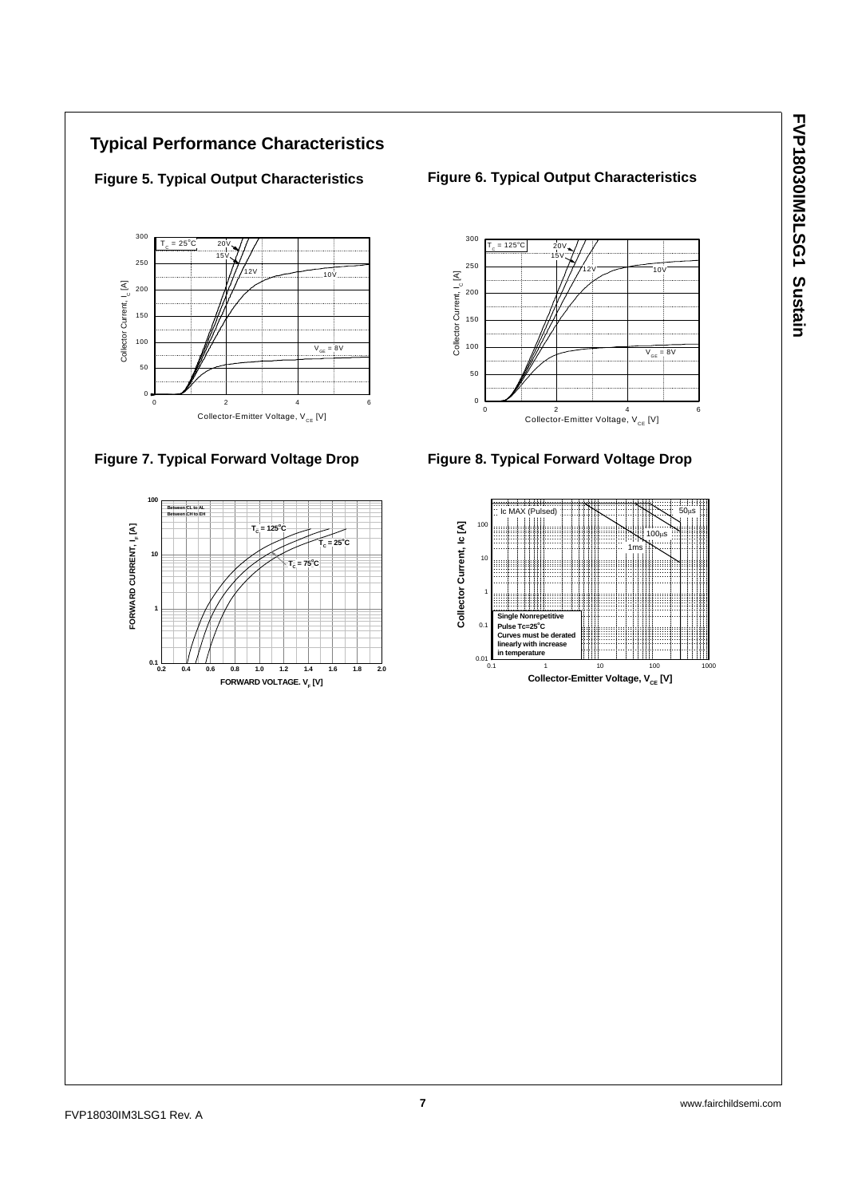## Typical Performance Characteristics

**Figure 5. Typical Output Characteristics**

**Figure 6. Typical Output Characteristics**

**Figure 7. Typical Forward Voltage Drop**

**Figure 8. Typical Forward Voltage Drop**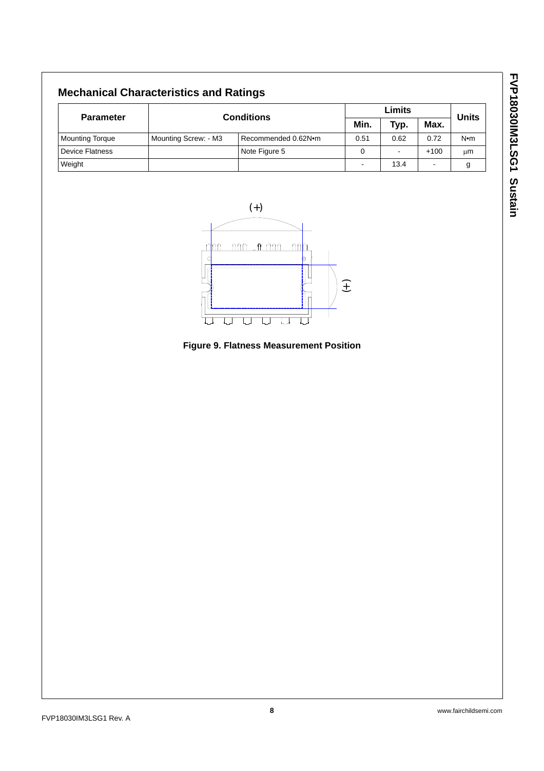## Mechanical Characteristics and Ratings

| Parameter | Conditions | | Limits | | | Units |
|---|---|---|---|---|---|---|
| | | | Min. | Typ. | Max. | |
| Mounting Torque | Mounting Screw: - M3 | Recommended 0.62N•m | 0.51 | 0.62 | 0.72 | N•m |
| Device Flatness | | Note Figure 5 | 0 | - | +100 | μm |
| Weight | | | - | 13.4 | - | g |

**Figure 9. Flatness Measurement Position**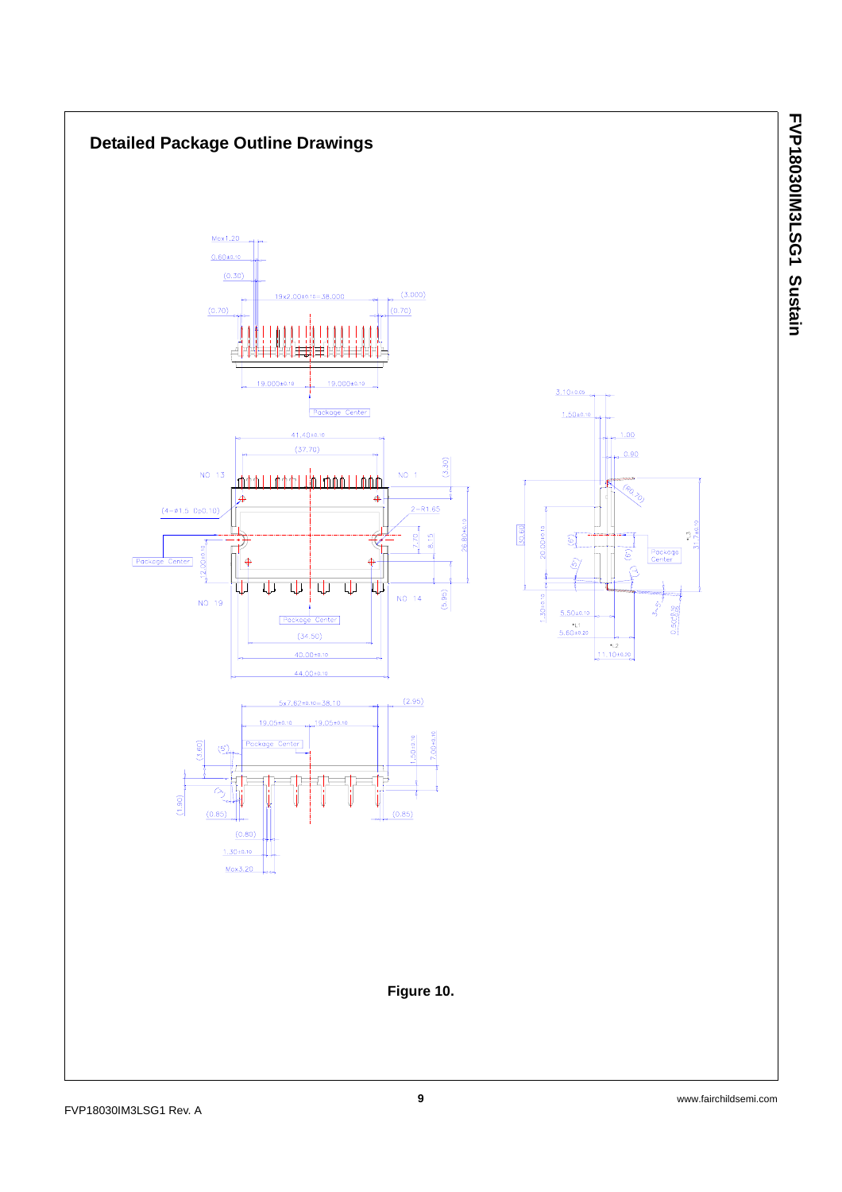# Detailed Package Outline Drawings

Figure 10.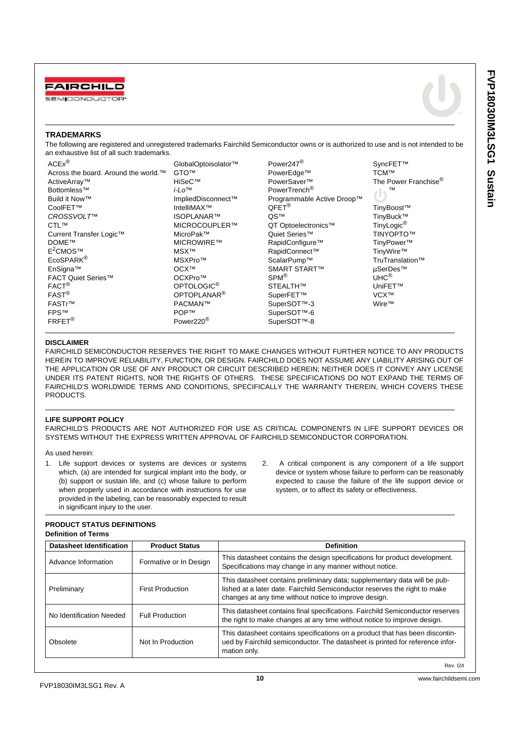## TRADEMARKS

The following are registered and unregistered trademarks Fairchild Semiconductor owns or is authorized to use and is not intended to be an exhaustive list of all such trademarks.

ACEx®
Across the board. Around the world.™
ActiveArray™
Bottomless™
Build it Now™
CoolFET™
*CROSSVOLT*™
CTL™
Current Transfer Logic™
DOME™
E²CMOS™
EcoSPARK®
EnSigna™
FACT Quiet Series™
FACT®
FAST®
FASTr™
FPS™
FRFET®
GlobalOptoisolator™
GTO™
HiSeC™
*i-Lo*™
ImpliedDisconnect™
IntelliMAX™
ISOPLANAR™
MICROCOUPLER™
MicroPak™
MICROWIRE™
MSX™
MSXPro™
OCX™
OCXPro™
OPTOLOGIC®
OPTOPLANAR®
PACMAN™
POP™
Power220®
Power247®
PowerEdge™
PowerSaver™
PowerTrench®
Programmable Active Droop™
QFET®
QS™
QT Optoelectronics™
Quiet Series™
RapidConfigure™
RapidConnect™
ScalarPump™
SMART START™
SPM®
STEALTH™
SuperFET™
SuperSOT™-3
SuperSOT™-6
SuperSOT™-8
SyncFET™
TCM™
The Power Franchise®
™
TinyBoost™
TinyBuck™
TinyLogic®
TINYOPTO™
TinyPower™
TinyWire™
TruTranslation™
μSerDes™
UHC®
UniFET™
VCX™
Wire™

## DISCLAIMER

FAIRCHILD SEMICONDUCTOR RESERVES THE RIGHT TO MAKE CHANGES WITHOUT FURTHER NOTICE TO ANY PRODUCTS HEREIN TO IMPROVE RELIABILITY, FUNCTION, OR DESIGN. FAIRCHILD DOES NOT ASSUME ANY LIABILITY ARISING OUT OF THE APPLICATION OR USE OF ANY PRODUCT OR CIRCUIT DESCRIBED HEREIN; NEITHER DOES IT CONVEY ANY LICENSE UNDER ITS PATENT RIGHTS, NOR THE RIGHTS OF OTHERS. THESE SPECIFICATIONS DO NOT EXPAND THE TERMS OF FAIRCHILD'S WORLDWIDE TERMS AND CONDITIONS, SPECIFICALLY THE WARRANTY THEREIN, WHICH COVERS THESE PRODUCTS.

## LIFE SUPPORT POLICY

FAIRCHILD'S PRODUCTS ARE NOT AUTHORIZED FOR USE AS CRITICAL COMPONENTS IN LIFE SUPPORT DEVICES OR SYSTEMS WITHOUT THE EXPRESS WRITTEN APPROVAL OF FAIRCHILD SEMICONDUCTOR CORPORATION.

As used herein:

1. Life support devices or systems are devices or systems which, (a) are intended for surgical implant into the body, or (b) support or sustain life, and (c) whose failure to perform when properly used in accordance with instructions for use provided in the labeling, can be reasonably expected to result in significant injury to the user.
2. A critical component is any component of a life support device or system whose failure to perform can be reasonably expected to cause the failure of the life support device or system, or to affect its safety or effectiveness.

## PRODUCT STATUS DEFINITIONS

**Definition of Terms**

| Datasheet Identification | Product Status | Definition |
|---|---|---|
| Advance Information | Formative or In Design | This datasheet contains the design specifications for product development. Specifications may change in any manner without notice. |
| Preliminary | First Production | This datasheet contains preliminary data; supplementary data will be published at a later date. Fairchild Semiconductor reserves the right to make changes at any time without notice to improve design. |
| No Identification Needed | Full Production | This datasheet contains final specifications. Fairchild Semiconductor reserves the right to make changes at any time without notice to improve design. |
| Obsolete | Not In Production | This datasheet contains specifications on a product that has been discontinued by Fairchild semiconductor. The datasheet is printed for reference information only. |

Rev. I24